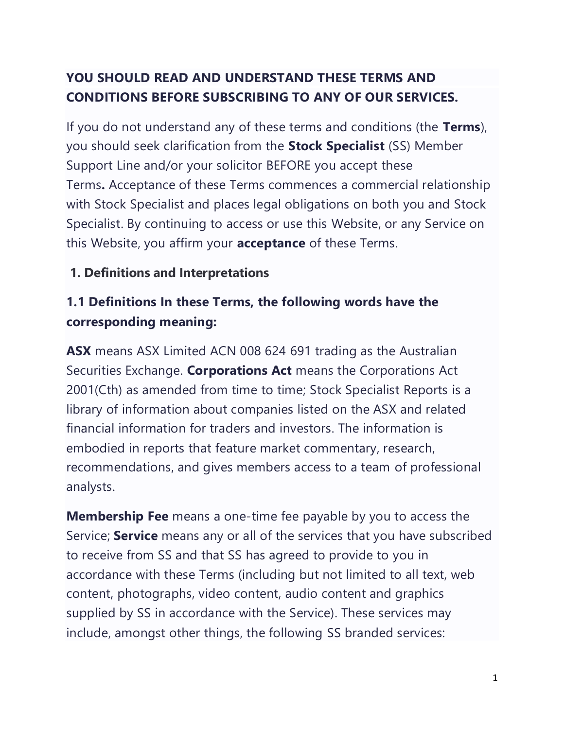**YOU SHOULD READ AND UNDERSTAND THESE TERMS AND CONDITIONS BEFORE SUBSCRIBING TO ANY OF OUR SERVICES.**

If you do not understand any of these terms and conditions (the **Terms**), you should seek clarification from the **Stock Specialist** (SS) Member Support Line and/or your solicitor BEFORE you accept these Terms**.** Acceptance of these Terms commences a commercial relationship with Stock Specialist and places legal obligations on both you and Stock Specialist. By continuing to access or use this Website, or any Service on this Website, you affirm your **acceptance** of these Terms.

## 1. Definitions and Interpretations

### 1.1 Definitions In these Terms, the following words have the corresponding meaning:

**ASX** means ASX Limited ACN 008 624 691 trading as the Australian Securities Exchange. **Corporations Act** means the Corporations Act 2001(Cth) as amended from time to time; Stock Specialist Reports is a library of information about companies listed on the ASX and related financial information for traders and investors. The information is embodied in reports that feature market commentary, research, recommendations, and gives members access to a team of professional analysts.

**Membership Fee** means a one-time fee payable by you to access the Service; **Service** means any or all of the services that you have subscribed to receive from SS and that SS has agreed to provide to you in accordance with these Terms (including but not limited to all text, web content, photographs, video content, audio content and graphics supplied by SS in accordance with the Service). These services may include, amongst other things, the following SS branded services: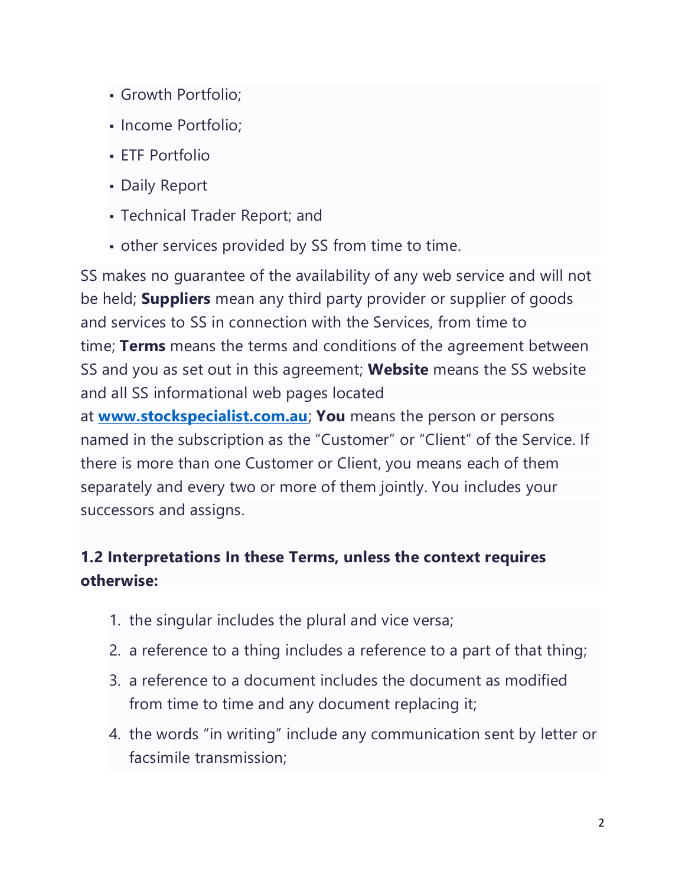- Growth Portfolio;
- Income Portfolio;
- ETF Portfolio
- Daily Report
- Technical Trader Report; and
- other services provided by SS from time to time.

SS makes no guarantee of the availability of any web service and will not be held; **Suppliers** mean any third party provider or supplier of goods and services to SS in connection with the Services, from time to time; **Terms** means the terms and conditions of the agreement between SS and you as set out in this agreement; **Website** means the SS website and all SS informational web pages located at **[www.stockspecialist.com.au](www.stockspecialist.com.au)**; **You** means the person or persons named in the subscription as the "Customer" or "Client" of the Service. If there is more than one Customer or Client, you means each of them separately and every two or more of them jointly. You includes your successors and assigns.

**1.2 Interpretations In these Terms, unless the context requires otherwise:**

1. the singular includes the plural and vice versa;
2. a reference to a thing includes a reference to a part of that thing;
3. a reference to a document includes the document as modified from time to time and any document replacing it;
4. the words "in writing" include any communication sent by letter or facsimile transmission;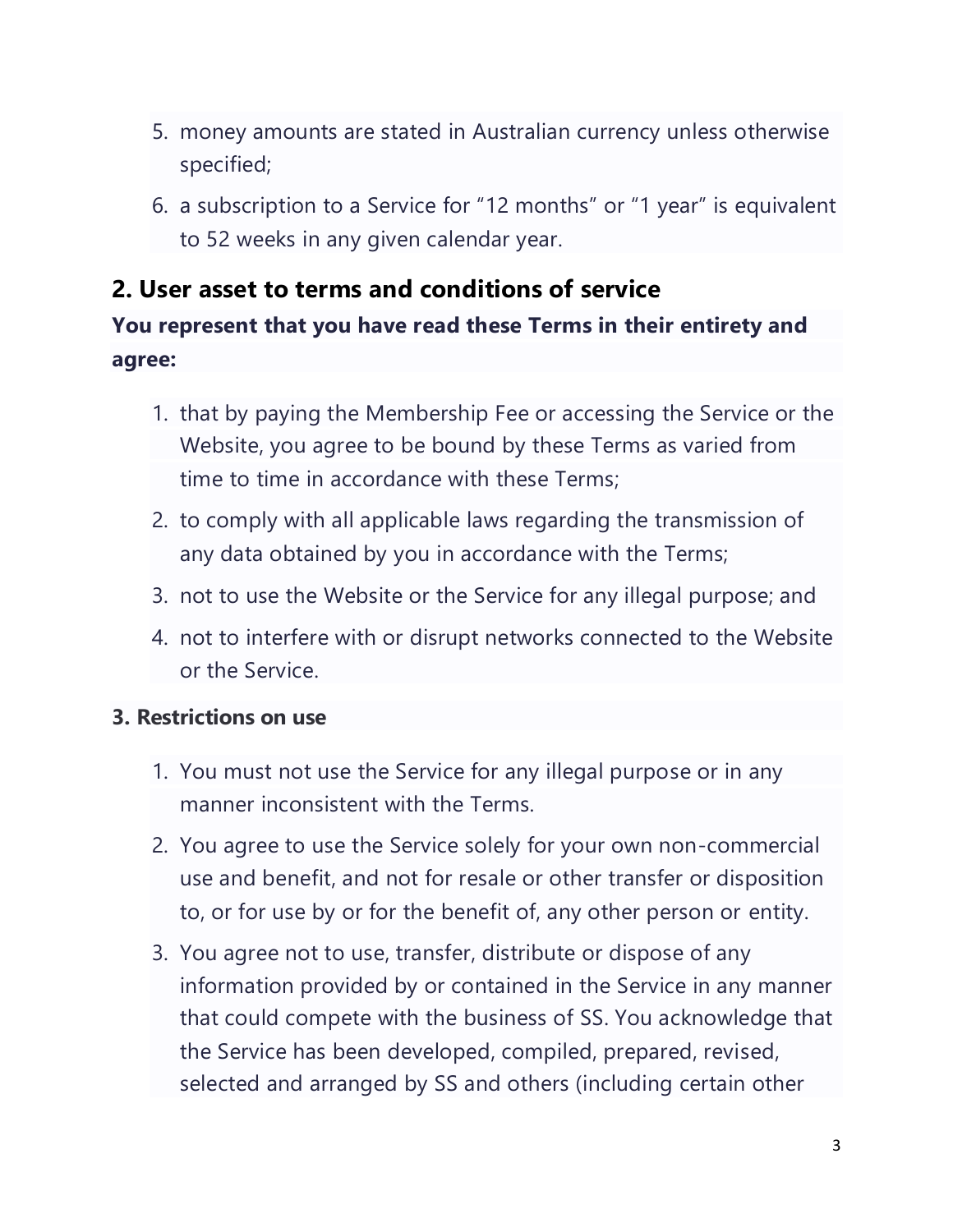5. money amounts are stated in Australian currency unless otherwise specified;
6. a subscription to a Service for "12 months" or "1 year" is equivalent to 52 weeks in any given calendar year.

## 2. User asset to terms and conditions of service

**You represent that you have read these Terms in their entirety and agree:**

1. that by paying the Membership Fee or accessing the Service or the Website, you agree to be bound by these Terms as varied from time to time in accordance with these Terms;
2. to comply with all applicable laws regarding the transmission of any data obtained by you in accordance with the Terms;
3. not to use the Website or the Service for any illegal purpose; and
4. not to interfere with or disrupt networks connected to the Website or the Service.

### 3. Restrictions on use

1. You must not use the Service for any illegal purpose or in any manner inconsistent with the Terms.
2. You agree to use the Service solely for your own non-commercial use and benefit, and not for resale or other transfer or disposition to, or for use by or for the benefit of, any other person or entity.
3. You agree not to use, transfer, distribute or dispose of any information provided by or contained in the Service in any manner that could compete with the business of SS. You acknowledge that the Service has been developed, compiled, prepared, revised, selected and arranged by SS and others (including certain other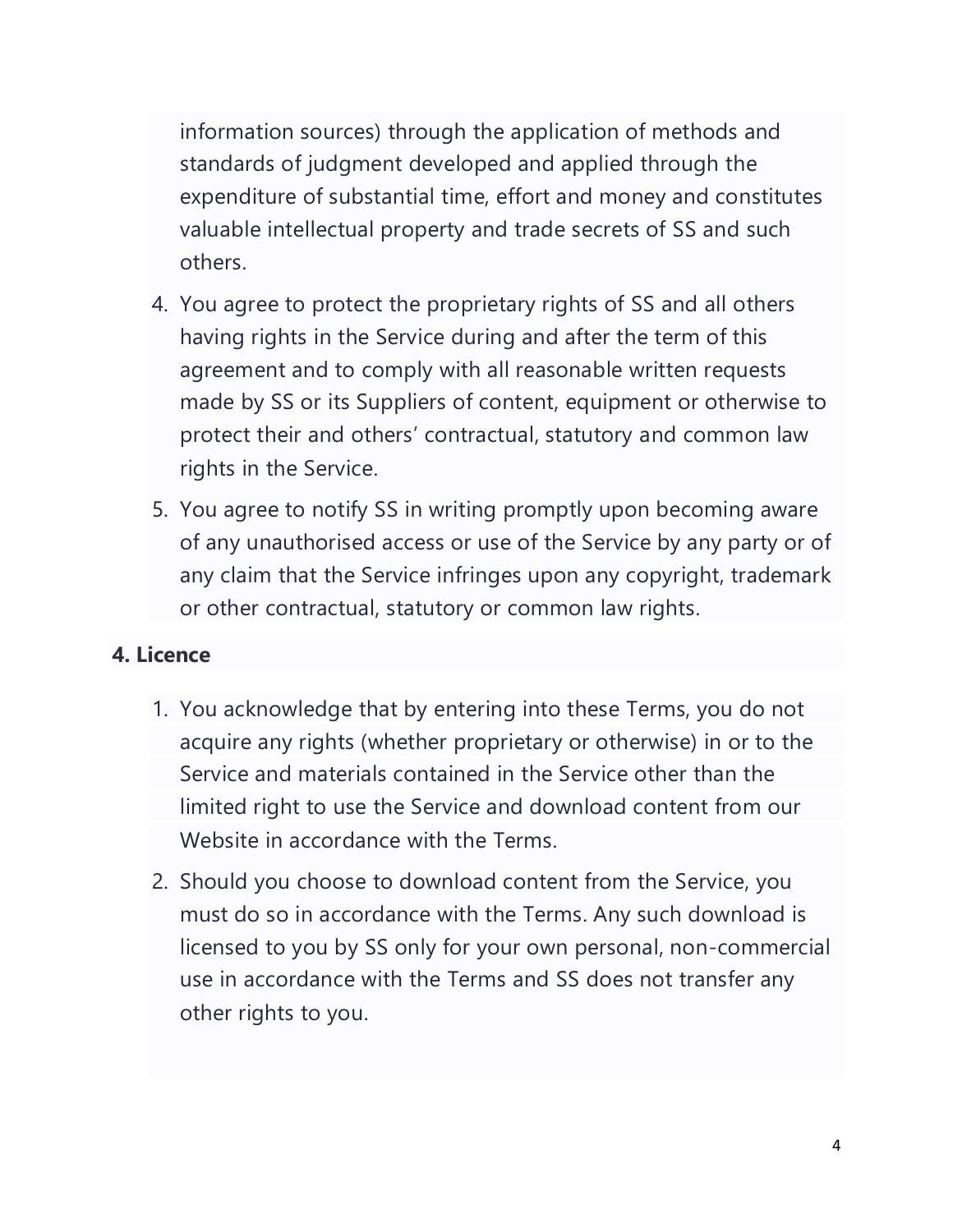information sources) through the application of methods and standards of judgment developed and applied through the expenditure of substantial time, effort and money and constitutes valuable intellectual property and trade secrets of SS and such others.

4. You agree to protect the proprietary rights of SS and all others having rights in the Service during and after the term of this agreement and to comply with all reasonable written requests made by SS or its Suppliers of content, equipment or otherwise to protect their and others' contractual, statutory and common law rights in the Service.
5. You agree to notify SS in writing promptly upon becoming aware of any unauthorised access or use of the Service by any party or of any claim that the Service infringes upon any copyright, trademark or other contractual, statutory or common law rights.

**4. Licence**

1. You acknowledge that by entering into these Terms, you do not acquire any rights (whether proprietary or otherwise) in or to the Service and materials contained in the Service other than the limited right to use the Service and download content from our Website in accordance with the Terms.
2. Should you choose to download content from the Service, you must do so in accordance with the Terms. Any such download is licensed to you by SS only for your own personal, non-commercial use in accordance with the Terms and SS does not transfer any other rights to you.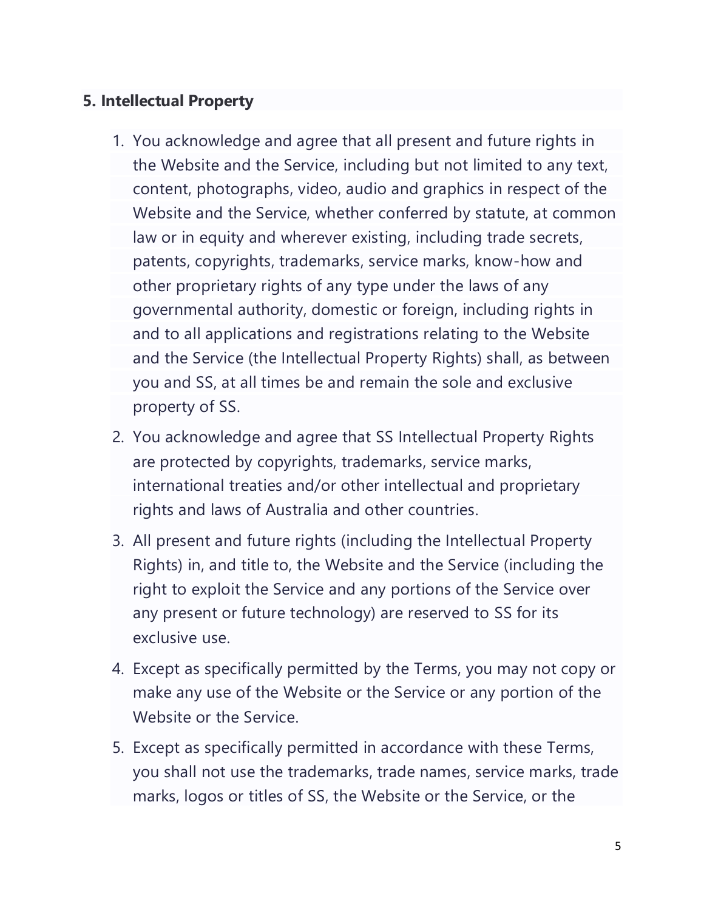**5. Intellectual Property**

1. You acknowledge and agree that all present and future rights in the Website and the Service, including but not limited to any text, content, photographs, video, audio and graphics in respect of the Website and the Service, whether conferred by statute, at common law or in equity and wherever existing, including trade secrets, patents, copyrights, trademarks, service marks, know-how and other proprietary rights of any type under the laws of any governmental authority, domestic or foreign, including rights in and to all applications and registrations relating to the Website and the Service (the Intellectual Property Rights) shall, as between you and SS, at all times be and remain the sole and exclusive property of SS.
2. You acknowledge and agree that SS Intellectual Property Rights are protected by copyrights, trademarks, service marks, international treaties and/or other intellectual and proprietary rights and laws of Australia and other countries.
3. All present and future rights (including the Intellectual Property Rights) in, and title to, the Website and the Service (including the right to exploit the Service and any portions of the Service over any present or future technology) are reserved to SS for its exclusive use.
4. Except as specifically permitted by the Terms, you may not copy or make any use of the Website or the Service or any portion of the Website or the Service.
5. Except as specifically permitted in accordance with these Terms, you shall not use the trademarks, trade names, service marks, trade marks, logos or titles of SS, the Website or the Service, or the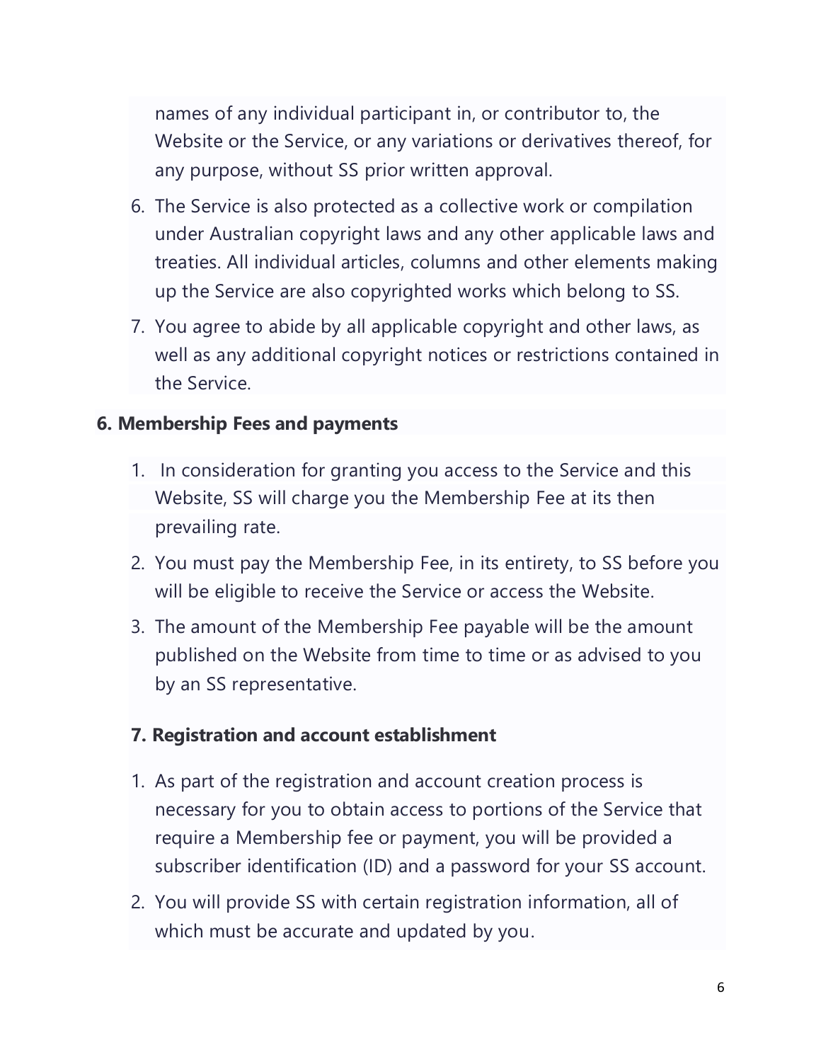names of any individual participant in, or contributor to, the Website or the Service, or any variations or derivatives thereof, for any purpose, without SS prior written approval.

6. The Service is also protected as a collective work or compilation under Australian copyright laws and any other applicable laws and treaties. All individual articles, columns and other elements making up the Service are also copyrighted works which belong to SS.
7. You agree to abide by all applicable copyright and other laws, as well as any additional copyright notices or restrictions contained in the Service.

### 6. Membership Fees and payments

1. In consideration for granting you access to the Service and this Website, SS will charge you the Membership Fee at its then prevailing rate.
2. You must pay the Membership Fee, in its entirety, to SS before you will be eligible to receive the Service or access the Website.
3. The amount of the Membership Fee payable will be the amount published on the Website from time to time or as advised to you by an SS representative.

### 7. Registration and account establishment

1. As part of the registration and account creation process is necessary for you to obtain access to portions of the Service that require a Membership fee or payment, you will be provided a subscriber identification (ID) and a password for your SS account.
2. You will provide SS with certain registration information, all of which must be accurate and updated by you.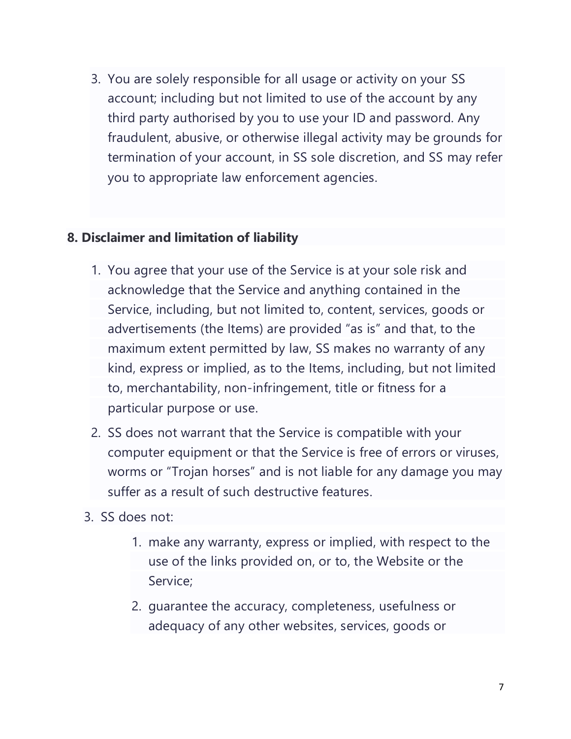3. You are solely responsible for all usage or activity on your SS account; including but not limited to use of the account by any third party authorised by you to use your ID and password. Any fraudulent, abusive, or otherwise illegal activity may be grounds for termination of your account, in SS sole discretion, and SS may refer you to appropriate law enforcement agencies.

## 8. Disclaimer and limitation of liability

1. You agree that your use of the Service is at your sole risk and acknowledge that the Service and anything contained in the Service, including, but not limited to, content, services, goods or advertisements (the Items) are provided "as is" and that, to the maximum extent permitted by law, SS makes no warranty of any kind, express or implied, as to the Items, including, but not limited to, merchantability, non-infringement, title or fitness for a particular purpose or use.
2. SS does not warrant that the Service is compatible with your computer equipment or that the Service is free of errors or viruses, worms or "Trojan horses" and is not liable for any damage you may suffer as a result of such destructive features.
3. SS does not:
    1. make any warranty, express or implied, with respect to the use of the links provided on, or to, the Website or the Service;
    2. guarantee the accuracy, completeness, usefulness or adequacy of any other websites, services, goods or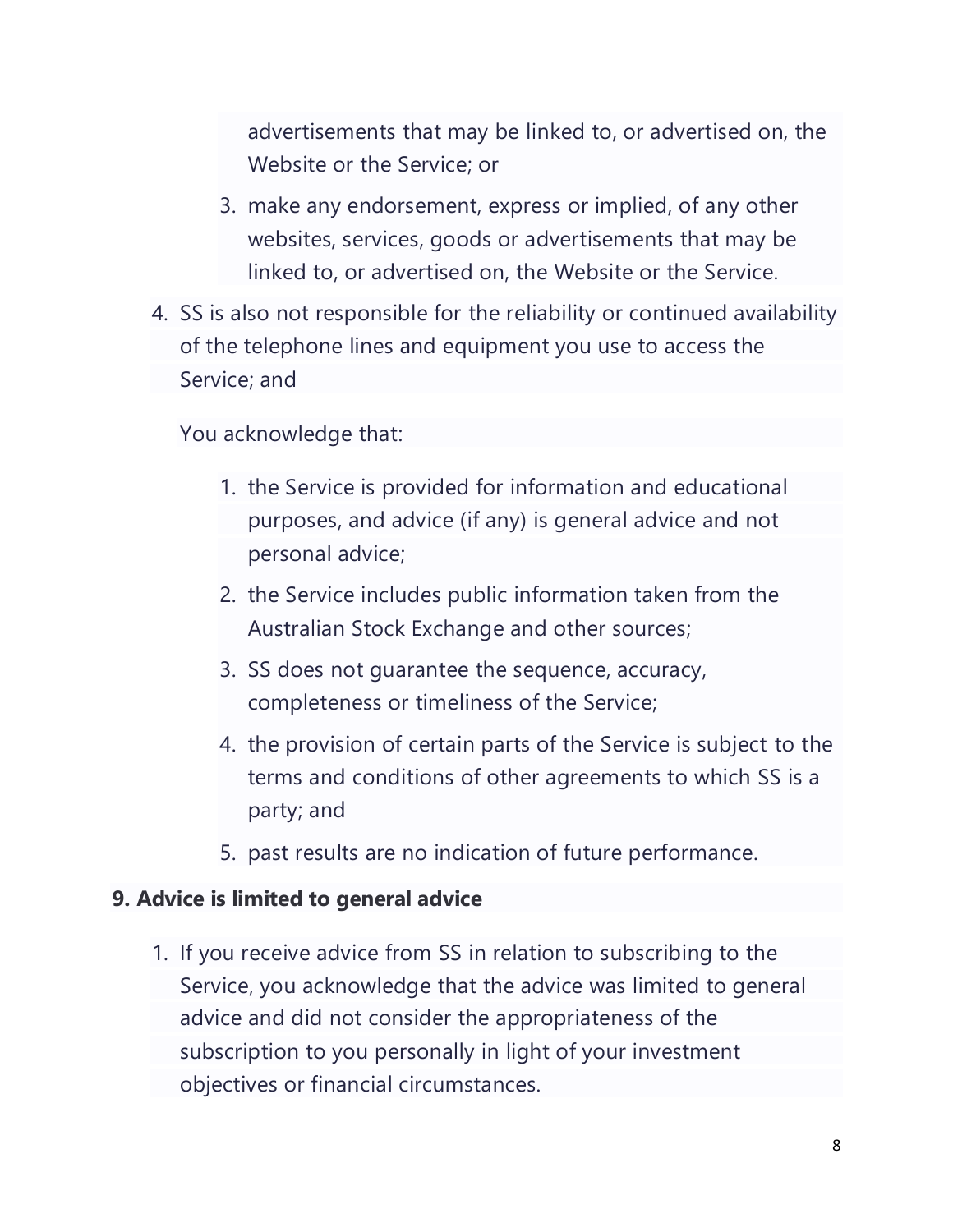advertisements that may be linked to, or advertised on, the Website or the Service; or

   3. make any endorsement, express or implied, of any other websites, services, goods or advertisements that may be linked to, or advertised on, the Website or the Service.

4. SS is also not responsible for the reliability or continued availability of the telephone lines and equipment you use to access the Service; and

   You acknowledge that:

   1. the Service is provided for information and educational purposes, and advice (if any) is general advice and not personal advice;
   2. the Service includes public information taken from the Australian Stock Exchange and other sources;
   3. SS does not guarantee the sequence, accuracy, completeness or timeliness of the Service;
   4. the provision of certain parts of the Service is subject to the terms and conditions of other agreements to which SS is a party; and
   5. past results are no indication of future performance.

**9. Advice is limited to general advice**

1. If you receive advice from SS in relation to subscribing to the Service, you acknowledge that the advice was limited to general advice and did not consider the appropriateness of the subscription to you personally in light of your investment objectives or financial circumstances.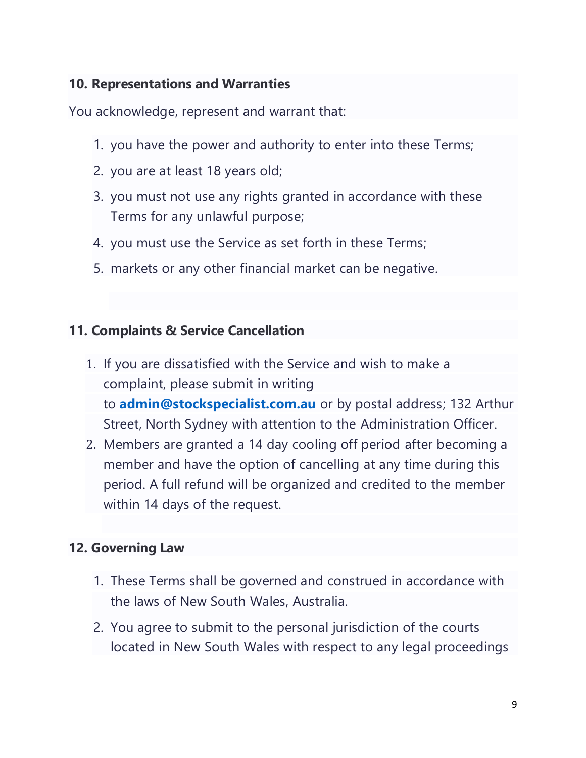**10. Representations and Warranties**

You acknowledge, represent and warrant that:

1. you have the power and authority to enter into these Terms;
2. you are at least 18 years old;
3. you must not use any rights granted in accordance with these Terms for any unlawful purpose;
4. you must use the Service as set forth in these Terms;
5. markets or any other financial market can be negative.

**11. Complaints & Service Cancellation**

1. If you are dissatisfied with the Service and wish to make a complaint, please submit in writing to **admin@stockspecialist.com.au** or by postal address; 132 Arthur Street, North Sydney with attention to the Administration Officer.
2. Members are granted a 14 day cooling off period after becoming a member and have the option of cancelling at any time during this period. A full refund will be organized and credited to the member within 14 days of the request.

**12. Governing Law**

1. These Terms shall be governed and construed in accordance with the laws of New South Wales, Australia.
2. You agree to submit to the personal jurisdiction of the courts located in New South Wales with respect to any legal proceedings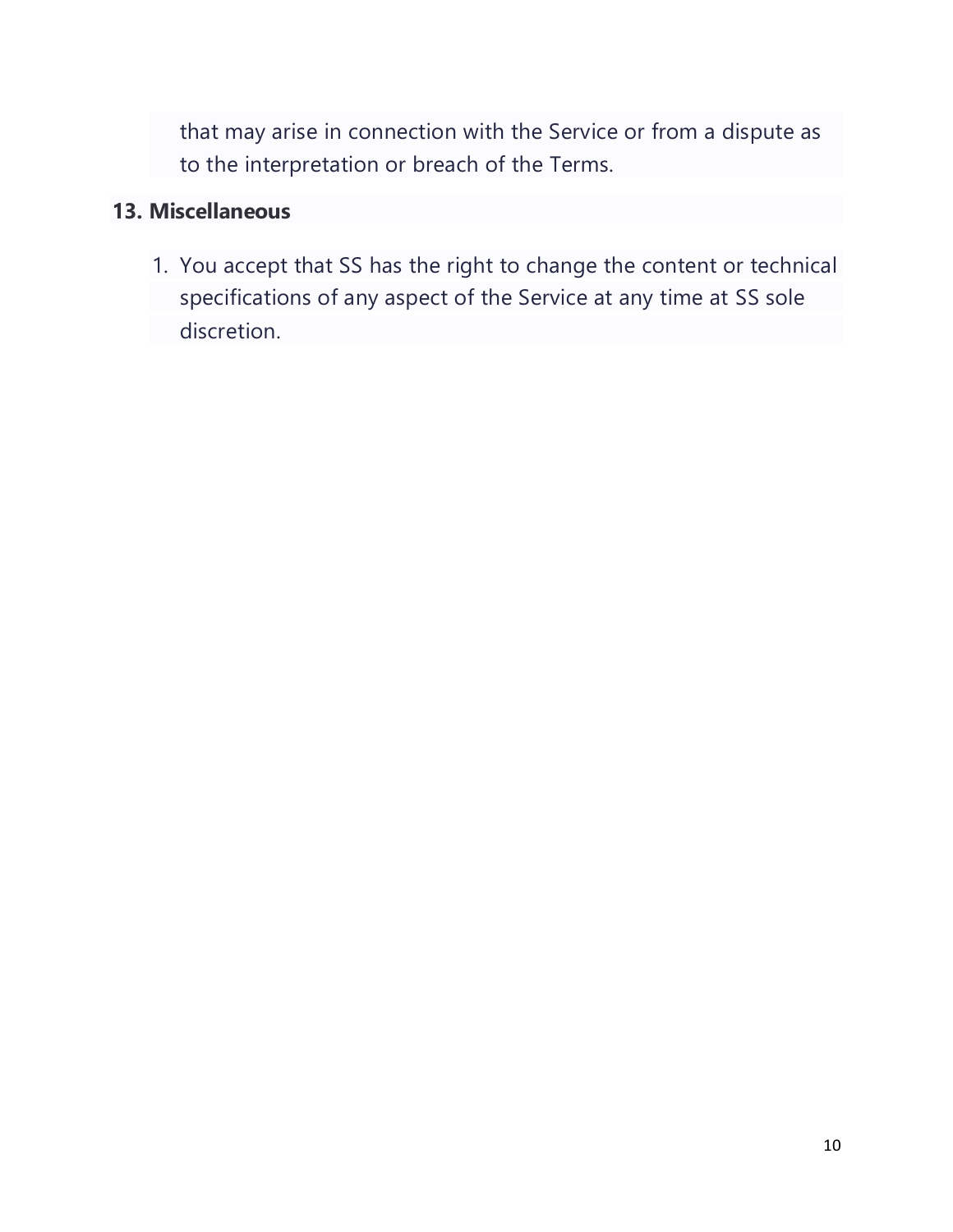that may arise in connection with the Service or from a dispute as to the interpretation or breach of the Terms.

## 13. Miscellaneous

1. You accept that SS has the right to change the content or technical specifications of any aspect of the Service at any time at SS sole discretion.